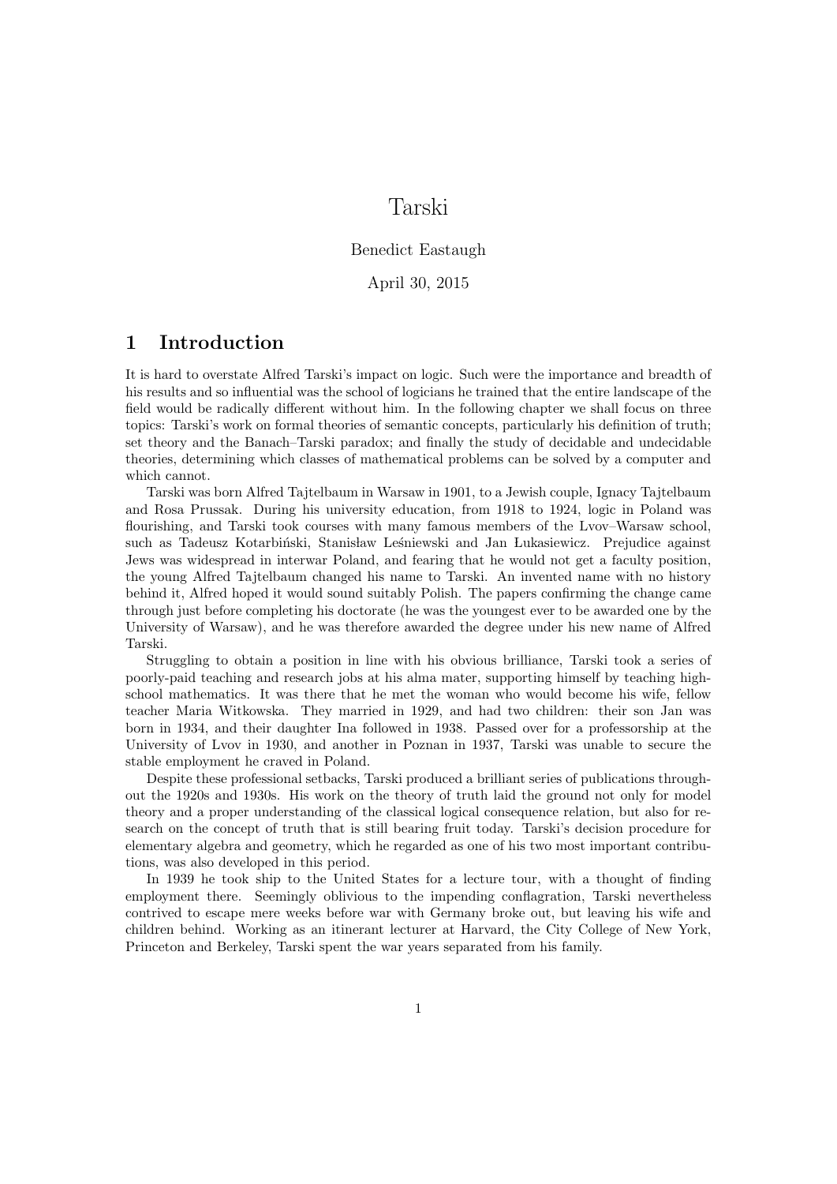# Tarski

Benedict Eastaugh

April 30, 2015

## 1 Introduction

It is hard to overstate Alfred Tarski's impact on logic. Such were the importance and breadth of his results and so influential was the school of logicians he trained that the entire landscape of the field would be radically different without him. In the following chapter we shall focus on three topics: Tarski's work on formal theories of semantic concepts, particularly his definition of truth; set theory and the Banach–Tarski paradox; and finally the study of decidable and undecidable theories, determining which classes of mathematical problems can be solved by a computer and which cannot.

Tarski was born Alfred Tajtelbaum in Warsaw in 1901, to a Jewish couple, Ignacy Tajtelbaum and Rosa Prussak. During his university education, from 1918 to 1924, logic in Poland was flourishing, and Tarski took courses with many famous members of the Lvov–Warsaw school, such as Tadeusz Kotarbiński, Stanisław Leśniewski and Jan Łukasiewicz. Prejudice against Jews was widespread in interwar Poland, and fearing that he would not get a faculty position, the young Alfred Tajtelbaum changed his name to Tarski. An invented name with no history behind it, Alfred hoped it would sound suitably Polish. The papers confirming the change came through just before completing his doctorate (he was the youngest ever to be awarded one by the University of Warsaw), and he was therefore awarded the degree under his new name of Alfred Tarski.

Struggling to obtain a position in line with his obvious brilliance, Tarski took a series of poorly-paid teaching and research jobs at his alma mater, supporting himself by teaching high-school mathematics. It was there that he met the woman who would become his wife, fellow teacher Maria Witkowska. They married in 1929, and had two children: their son Jan was born in 1934, and their daughter Ina followed in 1938. Passed over for a professorship at the University of Lvov in 1930, and another in Poznan in 1937, Tarski was unable to secure the stable employment he craved in Poland.

Despite these professional setbacks, Tarski produced a brilliant series of publications throughout the 1920s and 1930s. His work on the theory of truth laid the ground not only for model theory and a proper understanding of the classical logical consequence relation, but also for research on the concept of truth that is still bearing fruit today. Tarski's decision procedure for elementary algebra and geometry, which he regarded as one of his two most important contributions, was also developed in this period.

In 1939 he took ship to the United States for a lecture tour, with a thought of finding employment there. Seemingly oblivious to the impending conflagration, Tarski nevertheless contrived to escape mere weeks before war with Germany broke out, but leaving his wife and children behind. Working as an itinerant lecturer at Harvard, the City College of New York, Princeton and Berkeley, Tarski spent the war years separated from his family.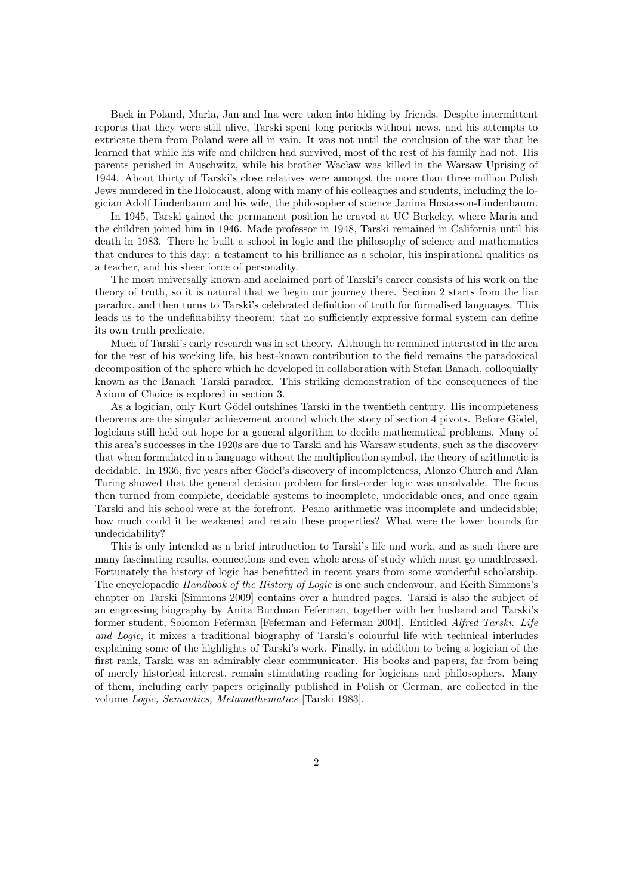Back in Poland, Maria, Jan and Ina were taken into hiding by friends. Despite intermittent reports that they were still alive, Tarski spent long periods without news, and his attempts to extricate them from Poland were all in vain. It was not until the conclusion of the war that he learned that while his wife and children had survived, most of the rest of his family had not. His parents perished in Auschwitz, while his brother Wacław was killed in the Warsaw Uprising of 1944. About thirty of Tarski's close relatives were amongst the more than three million Polish Jews murdered in the Holocaust, along with many of his colleagues and students, including the logician Adolf Lindenbaum and his wife, the philosopher of science Janina Hosiasson-Lindenbaum.

In 1945, Tarski gained the permanent position he craved at UC Berkeley, where Maria and the children joined him in 1946. Made professor in 1948, Tarski remained in California until his death in 1983. There he built a school in logic and the philosophy of science and mathematics that endures to this day: a testament to his brilliance as a scholar, his inspirational qualities as a teacher, and his sheer force of personality.

The most universally known and acclaimed part of Tarski's career consists of his work on the theory of truth, so it is natural that we begin our journey there. Section 2 starts from the liar paradox, and then turns to Tarski's celebrated definition of truth for formalised languages. This leads us to the undefinability theorem: that no sufficiently expressive formal system can define its own truth predicate.

Much of Tarski's early research was in set theory. Although he remained interested in the area for the rest of his working life, his best-known contribution to the field remains the paradoxical decomposition of the sphere which he developed in collaboration with Stefan Banach, colloquially known as the Banach–Tarski paradox. This striking demonstration of the consequences of the Axiom of Choice is explored in section 3.

As a logician, only Kurt Gödel outshines Tarski in the twentieth century. His incompleteness theorems are the singular achievement around which the story of section 4 pivots. Before Gödel, logicians still held out hope for a general algorithm to decide mathematical problems. Many of this area's successes in the 1920s are due to Tarski and his Warsaw students, such as the discovery that when formulated in a language without the multiplication symbol, the theory of arithmetic is decidable. In 1936, five years after Gödel's discovery of incompleteness, Alonzo Church and Alan Turing showed that the general decision problem for first-order logic was unsolvable. The focus then turned from complete, decidable systems to incomplete, undecidable ones, and once again Tarski and his school were at the forefront. Peano arithmetic was incomplete and undecidable; how much could it be weakened and retain these properties? What were the lower bounds for undecidability?

This is only intended as a brief introduction to Tarski's life and work, and as such there are many fascinating results, connections and even whole areas of study which must go unaddressed. Fortunately the history of logic has benefitted in recent years from some wonderful scholarship. The encyclopaedic *Handbook of the History of Logic* is one such endeavour, and Keith Simmons's chapter on Tarski [Simmons 2009] contains over a hundred pages. Tarski is also the subject of an engrossing biography by Anita Burdman Feferman, together with her husband and Tarski's former student, Solomon Feferman [Feferman and Feferman 2004]. Entitled *Alfred Tarski: Life and Logic*, it mixes a traditional biography of Tarski's colourful life with technical interludes explaining some of the highlights of Tarski's work. Finally, in addition to being a logician of the first rank, Tarski was an admirably clear communicator. His books and papers, far from being of merely historical interest, remain stimulating reading for logicians and philosophers. Many of them, including early papers originally published in Polish or German, are collected in the volume *Logic, Semantics, Metamathematics* [Tarski 1983].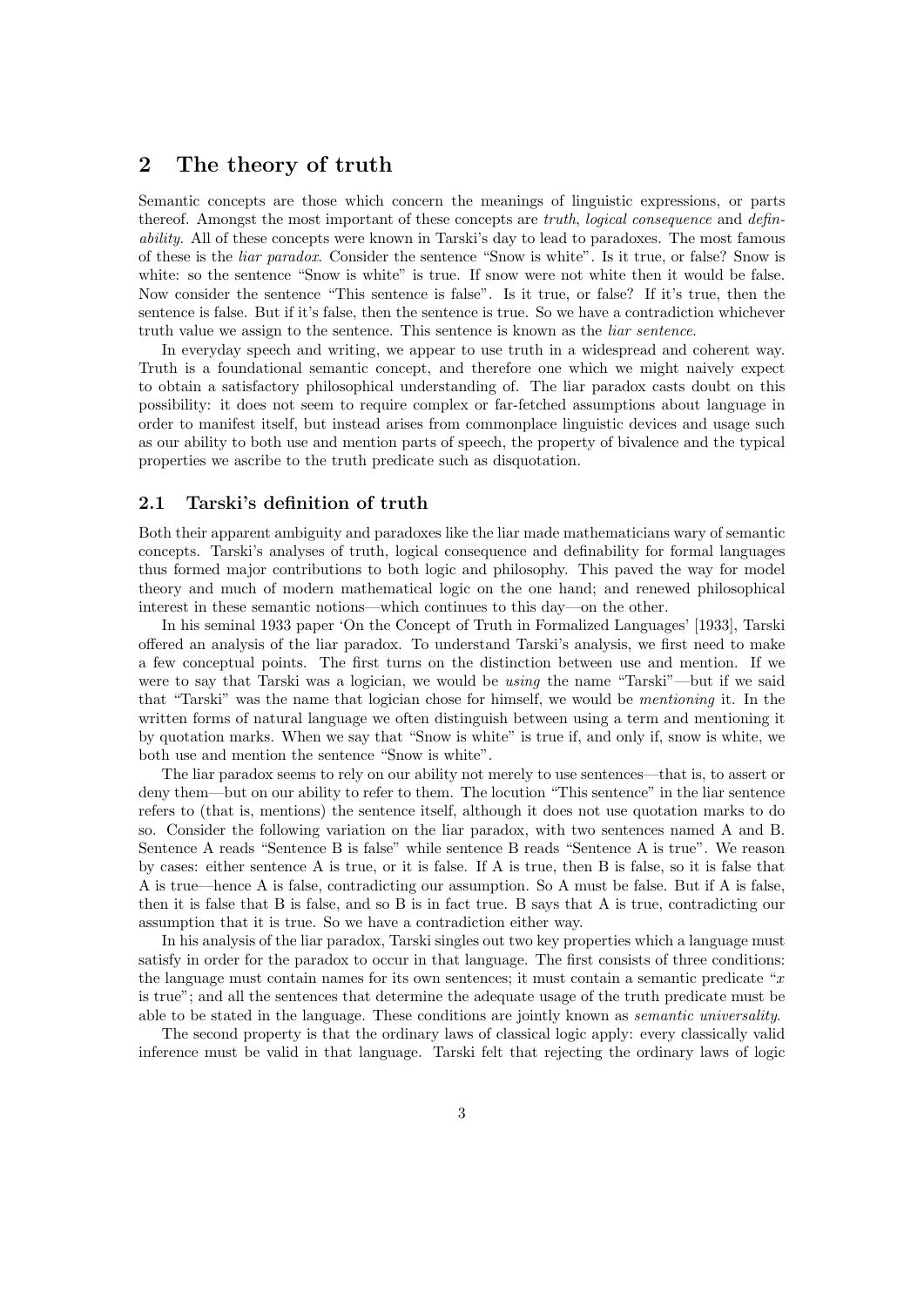## 2 The theory of truth

Semantic concepts are those which concern the meanings of linguistic expressions, or parts thereof. Amongst the most important of these concepts are *truth*, *logical consequence* and *definability*. All of these concepts were known in Tarski's day to lead to paradoxes. The most famous of these is the *liar paradox*. Consider the sentence "Snow is white". Is it true, or false? Snow is white: so the sentence "Snow is white" is true. If snow were not white then it would be false. Now consider the sentence "This sentence is false". Is it true, or false? If it's true, then the sentence is false. But if it's false, then the sentence is true. So we have a contradiction whichever truth value we assign to the sentence. This sentence is known as the *liar sentence*.

In everyday speech and writing, we appear to use truth in a widespread and coherent way. Truth is a foundational semantic concept, and therefore one which we might naively expect to obtain a satisfactory philosophical understanding of. The liar paradox casts doubt on this possibility: it does not seem to require complex or far-fetched assumptions about language in order to manifest itself, but instead arises from commonplace linguistic devices and usage such as our ability to both use and mention parts of speech, the property of bivalence and the typical properties we ascribe to the truth predicate such as disquotation.

### 2.1 Tarski's definition of truth

Both their apparent ambiguity and paradoxes like the liar made mathematicians wary of semantic concepts. Tarski's analyses of truth, logical consequence and definability for formal languages thus formed major contributions to both logic and philosophy. This paved the way for model theory and much of modern mathematical logic on the one hand; and renewed philosophical interest in these semantic notions—which continues to this day—on the other.

In his seminal 1933 paper 'On the Concept of Truth in Formalized Languages' [1933], Tarski offered an analysis of the liar paradox. To understand Tarski's analysis, we first need to make a few conceptual points. The first turns on the distinction between use and mention. If we were to say that Tarski was a logician, we would be *using* the name "Tarski"—but if we said that "Tarski" was the name that logician chose for himself, we would be *mentioning* it. In the written forms of natural language we often distinguish between using a term and mentioning it by quotation marks. When we say that "Snow is white" is true if, and only if, snow is white, we both use and mention the sentence "Snow is white".

The liar paradox seems to rely on our ability not merely to use sentences—that is, to assert or deny them—but on our ability to refer to them. The locution "This sentence" in the liar sentence refers to (that is, mentions) the sentence itself, although it does not use quotation marks to do so. Consider the following variation on the liar paradox, with two sentences named A and B. Sentence A reads "Sentence B is false" while sentence B reads "Sentence A is true". We reason by cases: either sentence A is true, or it is false. If A is true, then B is false, so it is false that A is true—hence A is false, contradicting our assumption. So A must be false. But if A is false, then it is false that B is false, and so B is in fact true. B says that A is true, contradicting our assumption that it is true. So we have a contradiction either way.

In his analysis of the liar paradox, Tarski singles out two key properties which a language must satisfy in order for the paradox to occur in that language. The first consists of three conditions: the language must contain names for its own sentences; it must contain a semantic predicate "$x$ is true"; and all the sentences that determine the adequate usage of the truth predicate must be able to be stated in the language. These conditions are jointly known as *semantic universality*.

The second property is that the ordinary laws of classical logic apply: every classically valid inference must be valid in that language. Tarski felt that rejecting the ordinary laws of logic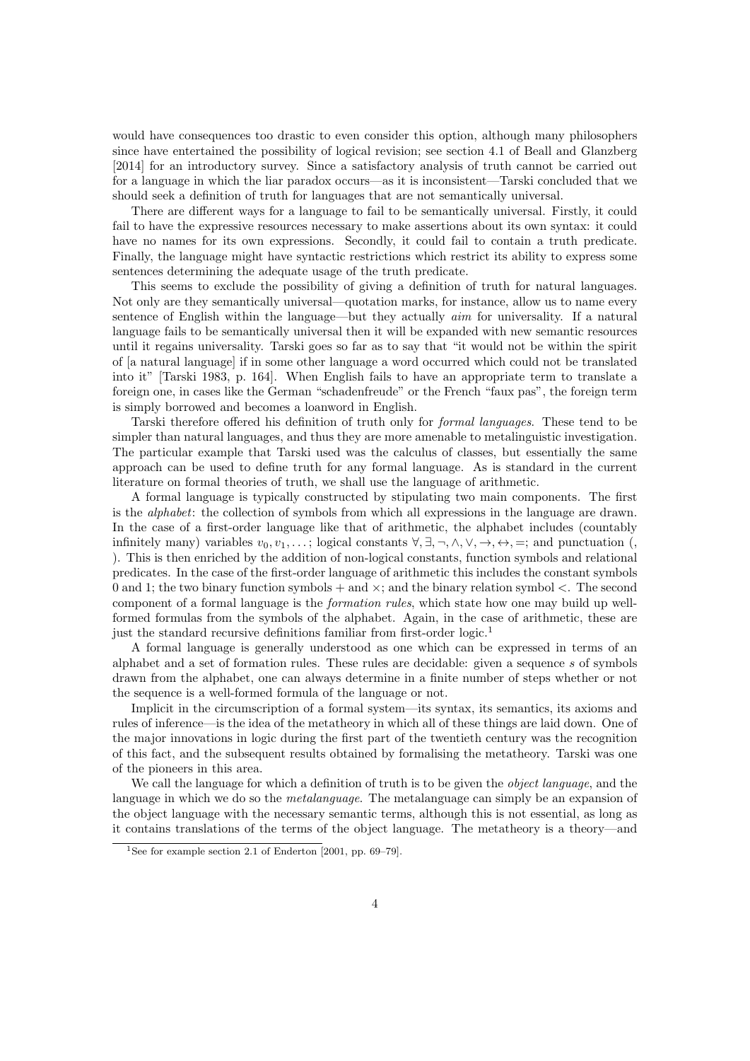would have consequences too drastic to even consider this option, although many philosophers since have entertained the possibility of logical revision; see section 4.1 of Beall and Glanzberg [2014] for an introductory survey. Since a satisfactory analysis of truth cannot be carried out for a language in which the liar paradox occurs—as it is inconsistent—Tarski concluded that we should seek a definition of truth for languages that are not semantically universal.

There are different ways for a language to fail to be semantically universal. Firstly, it could fail to have the expressive resources necessary to make assertions about its own syntax: it could have no names for its own expressions. Secondly, it could fail to contain a truth predicate. Finally, the language might have syntactic restrictions which restrict its ability to express some sentences determining the adequate usage of the truth predicate.

This seems to exclude the possibility of giving a definition of truth for natural languages. Not only are they semantically universal—quotation marks, for instance, allow us to name every sentence of English within the language—but they actually *aim* for universality. If a natural language fails to be semantically universal then it will be expanded with new semantic resources until it regains universality. Tarski goes so far as to say that "it would not be within the spirit of [a natural language] if in some other language a word occurred which could not be translated into it" [Tarski 1983, p. 164]. When English fails to have an appropriate term to translate a foreign one, in cases like the German "schadenfreude" or the French "faux pas", the foreign term is simply borrowed and becomes a loanword in English.

Tarski therefore offered his definition of truth only for *formal languages*. These tend to be simpler than natural languages, and thus they are more amenable to metalinguistic investigation. The particular example that Tarski used was the calculus of classes, but essentially the same approach can be used to define truth for any formal language. As is standard in the current literature on formal theories of truth, we shall use the language of arithmetic.

A formal language is typically constructed by stipulating two main components. The first is the *alphabet*: the collection of symbols from which all expressions in the language are drawn. In the case of a first-order language like that of arithmetic, the alphabet includes (countably infinitely many) variables $v_0, v_1, \dots$; logical constants $\forall, \exists, \neg, \wedge, \vee, \rightarrow, \leftrightarrow, =$; and punctuation (, ). This is then enriched by the addition of non-logical constants, function symbols and relational predicates. In the case of the first-order language of arithmetic this includes the constant symbols 0 and 1; the two binary function symbols $+$ and $\times$; and the binary relation symbol $<$. The second component of a formal language is the *formation rules*, which state how one may build up well-formed formulas from the symbols of the alphabet. Again, in the case of arithmetic, these are just the standard recursive definitions familiar from first-order logic.[1]

A formal language is generally understood as one which can be expressed in terms of an alphabet and a set of formation rules. These rules are decidable: given a sequence $s$ of symbols drawn from the alphabet, one can always determine in a finite number of steps whether or not the sequence is a well-formed formula of the language or not.

Implicit in the circumscription of a formal system—its syntax, its semantics, its axioms and rules of inference—is the idea of the metatheory in which all of these things are laid down. One of the major innovations in logic during the first part of the twentieth century was the recognition of this fact, and the subsequent results obtained by formalising the metatheory. Tarski was one of the pioneers in this area.

We call the language for which a definition of truth is to be given the *object language*, and the language in which we do so the *metalanguage*. The metalanguage can simply be an expansion of the object language with the necessary semantic terms, although this is not essential, as long as it contains translations of the terms of the object language. The metatheory is a theory—and

[1] See for example section 2.1 of Enderton [2001, pp. 69–79].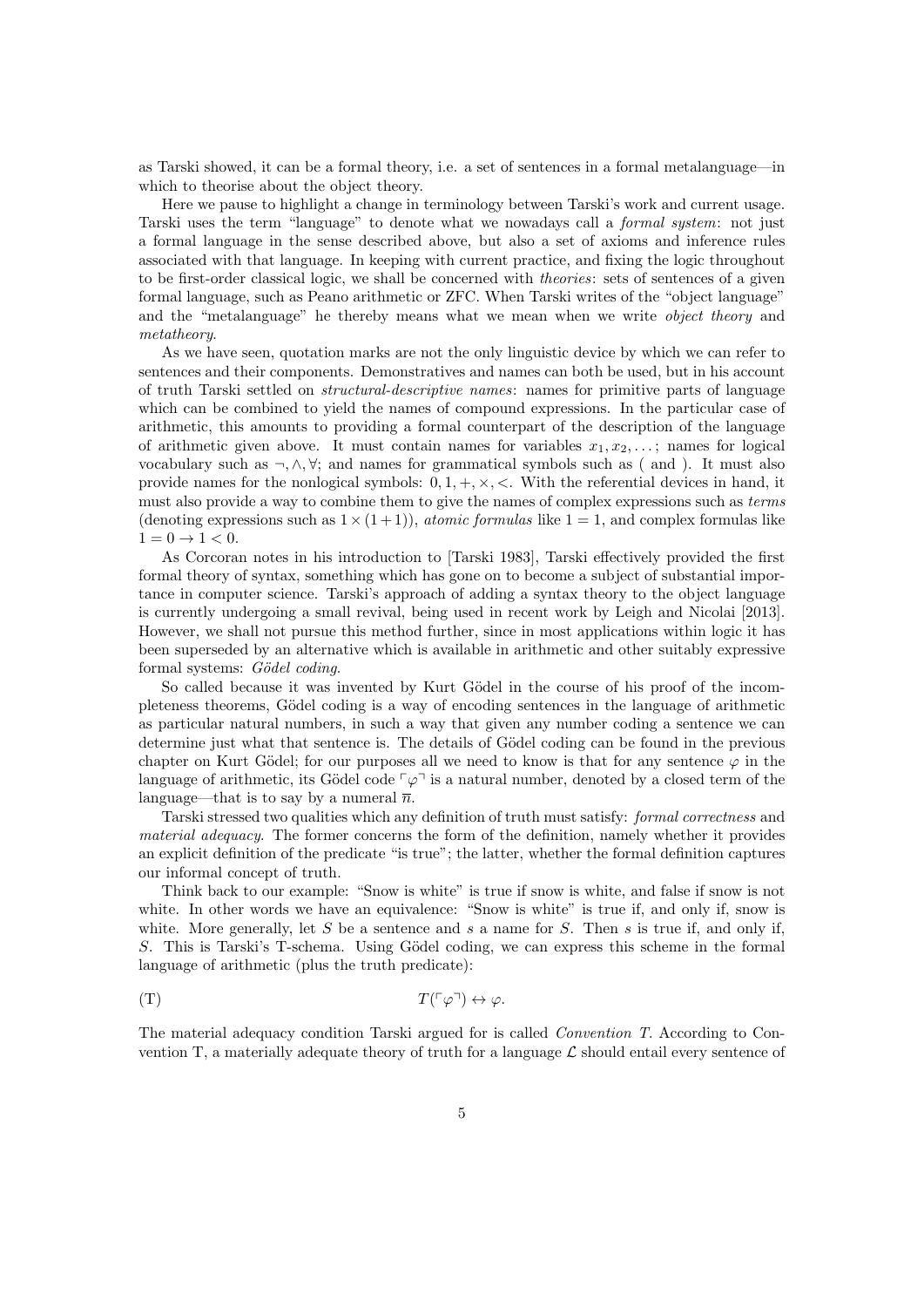as Tarski showed, it can be a formal theory, i.e. a set of sentences in a formal metalanguage—in which to theorise about the object theory.

Here we pause to highlight a change in terminology between Tarski's work and current usage. Tarski uses the term "language" to denote what we nowadays call a *formal system*: not just a formal language in the sense described above, but also a set of axioms and inference rules associated with that language. In keeping with current practice, and fixing the logic throughout to be first-order classical logic, we shall be concerned with *theories*: sets of sentences of a given formal language, such as Peano arithmetic or ZFC. When Tarski writes of the "object language" and the "metalanguage" he thereby means what we mean when we write *object theory* and *metatheory*.

As we have seen, quotation marks are not the only linguistic device by which we can refer to sentences and their components. Demonstratives and names can both be used, but in his account of truth Tarski settled on *structural-descriptive names*: names for primitive parts of language which can be combined to yield the names of compound expressions. In the particular case of arithmetic, this amounts to providing a formal counterpart of the description of the language of arithmetic given above. It must contain names for variables $x_1, x_2, \ldots$; names for logical vocabulary such as $\neg, \wedge, \forall$; and names for grammatical symbols such as ( and ). It must also provide names for the nonlogical symbols: $0, 1, +, \times, <$. With the referential devices in hand, it must also provide a way to combine them to give the names of complex expressions such as *terms* (denoting expressions such as $1 \times (1+1)$), *atomic formulas* like $1 = 1$, and complex formulas like $1 = 0 \to 1 < 0$.

As Corcoran notes in his introduction to [Tarski 1983], Tarski effectively provided the first formal theory of syntax, something which has gone on to become a subject of substantial importance in computer science. Tarski's approach of adding a syntax theory to the object language is currently undergoing a small revival, being used in recent work by Leigh and Nicolai [2013]. However, we shall not pursue this method further, since in most applications within logic it has been superseded by an alternative which is available in arithmetic and other suitably expressive formal systems: *Gödel coding*.

So called because it was invented by Kurt Gödel in the course of his proof of the incompleteness theorems, Gödel coding is a way of encoding sentences in the language of arithmetic as particular natural numbers, in such a way that given any number coding a sentence we can determine just what that sentence is. The details of Gödel coding can be found in the previous chapter on Kurt Gödel; for our purposes all we need to know is that for any sentence $\varphi$ in the language of arithmetic, its Gödel code $\ulcorner\varphi\urcorner$ is a natural number, denoted by a closed term of the language—that is to say by a numeral $\overline{n}$.

Tarski stressed two qualities which any definition of truth must satisfy: *formal correctness* and *material adequacy*. The former concerns the form of the definition, namely whether it provides an explicit definition of the predicate "is true"; the latter, whether the formal definition captures our informal concept of truth.

Think back to our example: "Snow is white" is true if snow is white, and false if snow is not white. In other words we have an equivalence: "Snow is white" is true if, and only if, snow is white. More generally, let $S$ be a sentence and $s$ a name for $S$. Then $s$ is true if, and only if, $S$. This is Tarski's T-schema. Using Gödel coding, we can express this scheme in the formal language of arithmetic (plus the truth predicate):

$$T(\ulcorner\varphi\urcorner) \leftrightarrow \varphi. \tag{T}$$

The material adequacy condition Tarski argued for is called *Convention T*. According to Convention T, a materially adequate theory of truth for a language $\mathcal{L}$ should entail every sentence of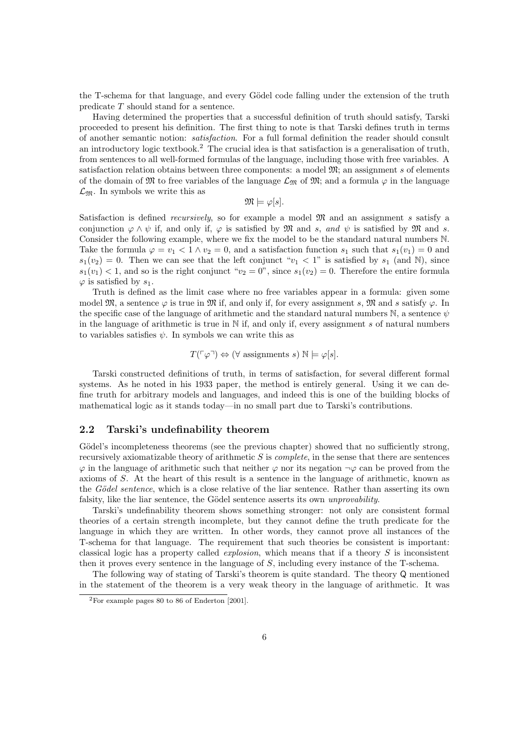the T-schema for that language, and every Gödel code falling under the extension of the truth predicate $T$ should stand for a sentence.

Having determined the properties that a successful definition of truth should satisfy, Tarski proceeded to present his definition. The first thing to note is that Tarski defines truth in terms of another semantic notion: *satisfaction*. For a full formal definition the reader should consult an introductory logic textbook.[2] The crucial idea is that satisfaction is a generalisation of truth, from sentences to all well-formed formulas of the language, including those with free variables. A satisfaction relation obtains between three components: a model $\mathfrak{M}$; an assignment $s$ of elements of the domain of $\mathfrak{M}$ to free variables of the language $\mathcal{L}_{\mathfrak{M}}$ of $\mathfrak{M}$; and a formula $\varphi$ in the language $\mathcal{L}_{\mathfrak{M}}$. In symbols we write this as

$$\mathfrak{M} \models \varphi[s].$$

Satisfaction is defined *recursively*, so for example a model $\mathfrak{M}$ and an assignment $s$ satisfy a conjunction $\varphi \wedge \psi$ if, and only if, $\varphi$ is satisfied by $\mathfrak{M}$ and $s$, *and* $\psi$ is satisfied by $\mathfrak{M}$ and $s$. Consider the following example, where we fix the model to be the standard natural numbers $\mathbb{N}$. Take the formula $\varphi = v_1 < 1 \wedge v_2 = 0$, and a satisfaction function $s_1$ such that $s_1(v_1) = 0$ and $s_1(v_2) = 0$. Then we can see that the left conjunct "$v_1 < 1$" is satisfied by $s_1$ (and $\mathbb{N}$), since $s_1(v_1) < 1$, and so is the right conjunct "$v_2 = 0$", since $s_1(v_2) = 0$. Therefore the entire formula $\varphi$ is satisfied by $s_1$.

Truth is defined as the limit case where no free variables appear in a formula: given some model $\mathfrak{M}$, a sentence $\varphi$ is true in $\mathfrak{M}$ if, and only if, for every assignment $s$, $\mathfrak{M}$ and $s$ satisfy $\varphi$. In the specific case of the language of arithmetic and the standard natural numbers $\mathbb{N}$, a sentence $\psi$ in the language of arithmetic is true in $\mathbb{N}$ if, and only if, every assignment $s$ of natural numbers to variables satisfies $\psi$. In symbols we can write this as

$$T(\ulcorner \varphi \urcorner) \Leftrightarrow (\forall \text{ assignments } s)\ \mathbb{N} \models \varphi[s].$$

Tarski constructed definitions of truth, in terms of satisfaction, for several different formal systems. As he noted in his 1933 paper, the method is entirely general. Using it we can define truth for arbitrary models and languages, and indeed this is one of the building blocks of mathematical logic as it stands today—in no small part due to Tarski's contributions.

## 2.2 Tarski's undefinability theorem

Gödel's incompleteness theorems (see the previous chapter) showed that no sufficiently strong, recursively axiomatizable theory of arithmetic $S$ is *complete*, in the sense that there are sentences $\varphi$ in the language of arithmetic such that neither $\varphi$ nor its negation $\neg\varphi$ can be proved from the axioms of $S$. At the heart of this result is a sentence in the language of arithmetic, known as the *Gödel sentence*, which is a close relative of the liar sentence. Rather than asserting its own falsity, like the liar sentence, the Gödel sentence asserts its own *unprovability*.

Tarski's undefinability theorem shows something stronger: not only are consistent formal theories of a certain strength incomplete, but they cannot define the truth predicate for the language in which they are written. In other words, they cannot prove all instances of the T-schema for that language. The requirement that such theories be consistent is important: classical logic has a property called *explosion*, which means that if a theory $S$ is inconsistent then it proves every sentence in the language of $S$, including every instance of the T-schema.

The following way of stating of Tarski's theorem is quite standard. The theory $\mathsf{Q}$ mentioned in the statement of the theorem is a very weak theory in the language of arithmetic. It was

[2] For example pages 80 to 86 of Enderton [2001].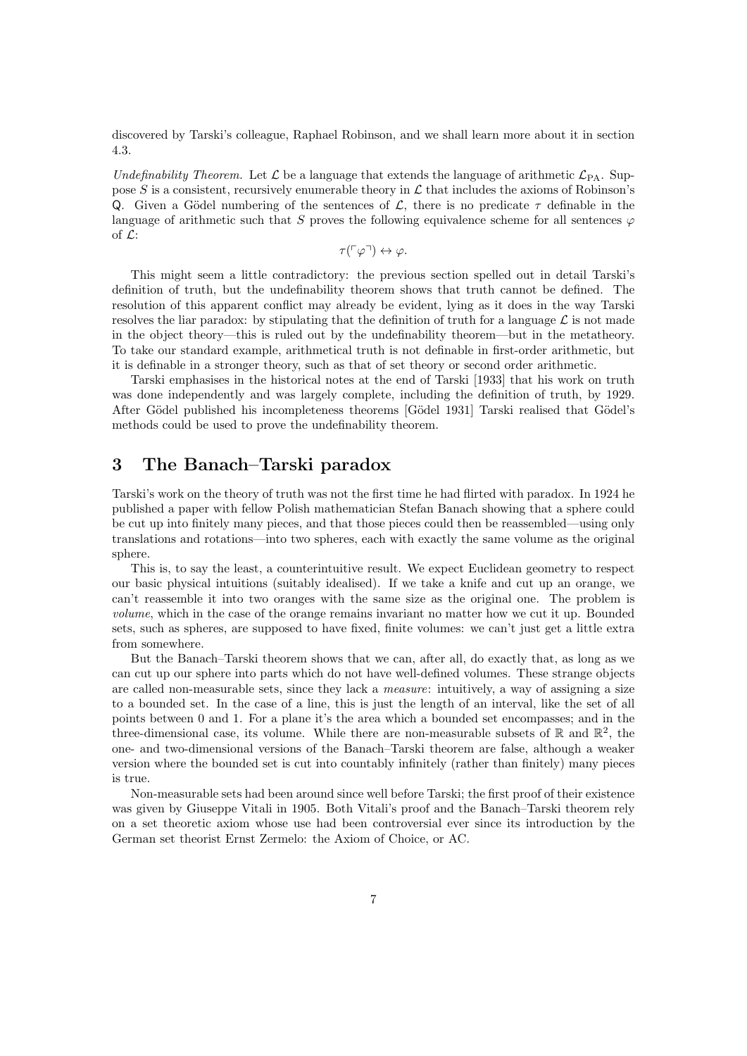discovered by Tarski's colleague, Raphael Robinson, and we shall learn more about it in section 4.3.

*Undefinability Theorem.* Let $\mathcal{L}$ be a language that extends the language of arithmetic $\mathcal{L}_{\mathrm{PA}}$. Suppose $S$ is a consistent, recursively enumerable theory in $\mathcal{L}$ that includes the axioms of Robinson's $\mathsf{Q}$. Given a Gödel numbering of the sentences of $\mathcal{L}$, there is no predicate $\tau$ definable in the language of arithmetic such that $S$ proves the following equivalence scheme for all sentences $\varphi$ of $\mathcal{L}$:

$$\tau(\ulcorner\varphi\urcorner) \leftrightarrow \varphi.$$

This might seem a little contradictory: the previous section spelled out in detail Tarski's definition of truth, but the undefinability theorem shows that truth cannot be defined. The resolution of this apparent conflict may already be evident, lying as it does in the way Tarski resolves the liar paradox: by stipulating that the definition of truth for a language $\mathcal{L}$ is not made in the object theory—this is ruled out by the undefinability theorem—but in the metatheory. To take our standard example, arithmetical truth is not definable in first-order arithmetic, but it is definable in a stronger theory, such as that of set theory or second order arithmetic.

Tarski emphasises in the historical notes at the end of Tarski [1933] that his work on truth was done independently and was largely complete, including the definition of truth, by 1929. After Gödel published his incompleteness theorems [Gödel 1931] Tarski realised that Gödel's methods could be used to prove the undefinability theorem.

# 3 The Banach–Tarski paradox

Tarski's work on the theory of truth was not the first time he had flirted with paradox. In 1924 he published a paper with fellow Polish mathematician Stefan Banach showing that a sphere could be cut up into finitely many pieces, and that those pieces could then be reassembled—using only translations and rotations—into two spheres, each with exactly the same volume as the original sphere.

This is, to say the least, a counterintuitive result. We expect Euclidean geometry to respect our basic physical intuitions (suitably idealised). If we take a knife and cut up an orange, we can't reassemble it into two oranges with the same size as the original one. The problem is *volume*, which in the case of the orange remains invariant no matter how we cut it up. Bounded sets, such as spheres, are supposed to have fixed, finite volumes: we can't just get a little extra from somewhere.

But the Banach–Tarski theorem shows that we can, after all, do exactly that, as long as we can cut up our sphere into parts which do not have well-defined volumes. These strange objects are called non-measurable sets, since they lack a *measure*: intuitively, a way of assigning a size to a bounded set. In the case of a line, this is just the length of an interval, like the set of all points between 0 and 1. For a plane it's the area which a bounded set encompasses; and in the three-dimensional case, its volume. While there are non-measurable subsets of $\mathbb{R}$ and $\mathbb{R}^2$, the one- and two-dimensional versions of the Banach–Tarski theorem are false, although a weaker version where the bounded set is cut into countably infinitely (rather than finitely) many pieces is true.

Non-measurable sets had been around since well before Tarski; the first proof of their existence was given by Giuseppe Vitali in 1905. Both Vitali's proof and the Banach–Tarski theorem rely on a set theoretic axiom whose use had been controversial ever since its introduction by the German set theorist Ernst Zermelo: the Axiom of Choice, or AC.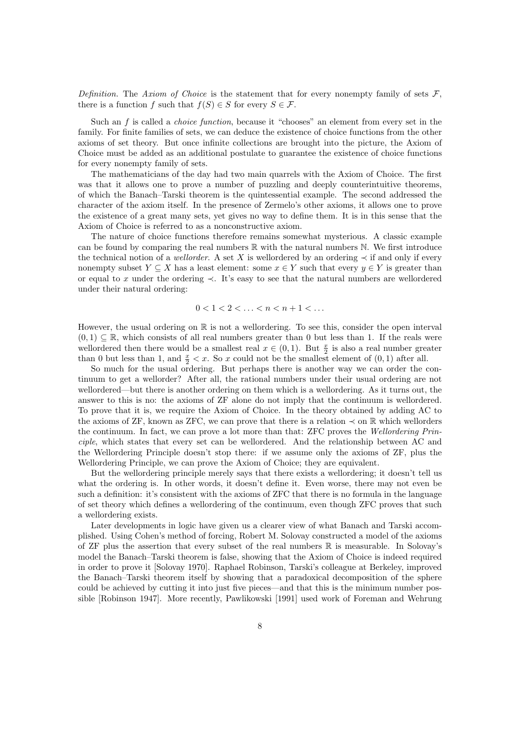*Definition.* The *Axiom of Choice* is the statement that for every nonempty family of sets $\mathcal{F}$, there is a function $f$ such that $f(S) \in S$ for every $S \in \mathcal{F}$.

Such an $f$ is called a *choice function*, because it "chooses" an element from every set in the family. For finite families of sets, we can deduce the existence of choice functions from the other axioms of set theory. But once infinite collections are brought into the picture, the Axiom of Choice must be added as an additional postulate to guarantee the existence of choice functions for every nonempty family of sets.

The mathematicians of the day had two main quarrels with the Axiom of Choice. The first was that it allows one to prove a number of puzzling and deeply counterintuitive theorems, of which the Banach–Tarski theorem is the quintessential example. The second addressed the character of the axiom itself. In the presence of Zermelo's other axioms, it allows one to prove the existence of a great many sets, yet gives no way to define them. It is in this sense that the Axiom of Choice is referred to as a nonconstructive axiom.

The nature of choice functions therefore remains somewhat mysterious. A classic example can be found by comparing the real numbers $\mathbb{R}$ with the natural numbers $\mathbb{N}$. We first introduce the technical notion of a *wellorder*. A set $X$ is wellordered by an ordering $\prec$ if and only if every nonempty subset $Y \subseteq X$ has a least element: some $x \in Y$ such that every $y \in Y$ is greater than or equal to $x$ under the ordering $\prec$. It's easy to see that the natural numbers are wellordered under their natural ordering:

$$0 < 1 < 2 < \ldots < n < n + 1 < \ldots$$

However, the usual ordering on $\mathbb{R}$ is not a wellordering. To see this, consider the open interval $(0, 1) \subseteq \mathbb{R}$, which consists of all real numbers greater than 0 but less than 1. If the reals were wellordered then there would be a smallest real $x \in (0, 1)$. But $\frac{x}{2}$ is also a real number greater than 0 but less than 1, and $\frac{x}{2} < x$. So $x$ could not be the smallest element of $(0, 1)$ after all.

So much for the usual ordering. But perhaps there is another way we can order the continuum to get a wellorder? After all, the rational numbers under their usual ordering are not wellordered—but there is another ordering on them which is a wellordering. As it turns out, the answer to this is no: the axioms of ZF alone do not imply that the continuum is wellordered. To prove that it is, we require the Axiom of Choice. In the theory obtained by adding AC to the axioms of ZF, known as ZFC, we can prove that there is a relation $\prec$ on $\mathbb{R}$ which wellorders the continuum. In fact, we can prove a lot more than that: ZFC proves the *Wellordering Principle*, which states that every set can be wellordered. And the relationship between AC and the Wellordering Principle doesn't stop there: if we assume only the axioms of ZF, plus the Wellordering Principle, we can prove the Axiom of Choice; they are equivalent.

But the wellordering principle merely says that there exists a wellordering; it doesn't tell us what the ordering is. In other words, it doesn't define it. Even worse, there may not even be such a definition: it's consistent with the axioms of ZFC that there is no formula in the language of set theory which defines a wellordering of the continuum, even though ZFC proves that such a wellordering exists.

Later developments in logic have given us a clearer view of what Banach and Tarski accomplished. Using Cohen's method of forcing, Robert M. Solovay constructed a model of the axioms of ZF plus the assertion that every subset of the real numbers $\mathbb{R}$ is measurable. In Solovay's model the Banach–Tarski theorem is false, showing that the Axiom of Choice is indeed required in order to prove it [Solovay 1970]. Raphael Robinson, Tarski's colleague at Berkeley, improved the Banach–Tarski theorem itself by showing that a paradoxical decomposition of the sphere could be achieved by cutting it into just five pieces—and that this is the minimum number possible [Robinson 1947]. More recently, Pawlikowski [1991] used work of Foreman and Wehrung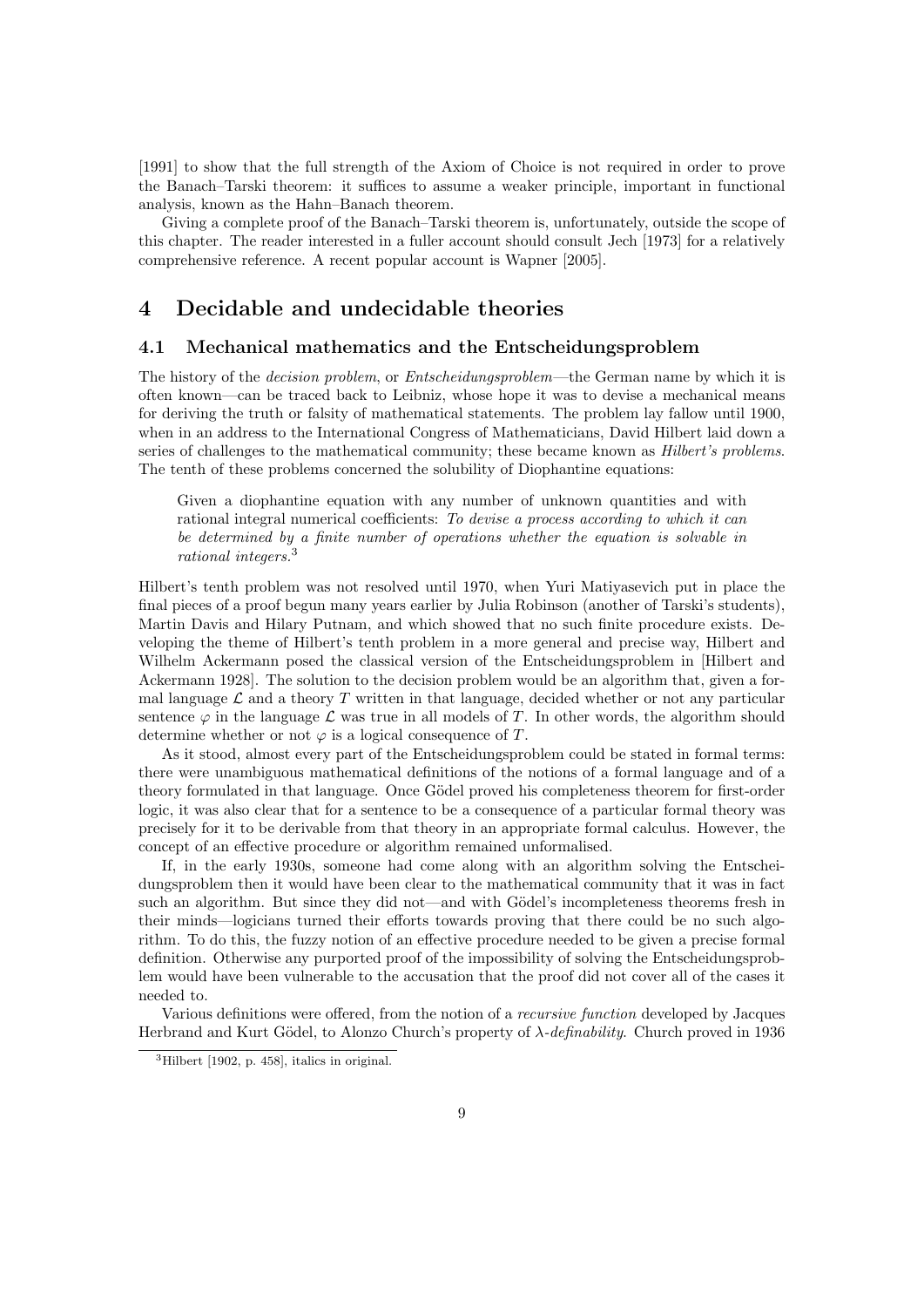[1991] to show that the full strength of the Axiom of Choice is not required in order to prove the Banach–Tarski theorem: it suffices to assume a weaker principle, important in functional analysis, known as the Hahn–Banach theorem.

Giving a complete proof of the Banach–Tarski theorem is, unfortunately, outside the scope of this chapter. The reader interested in a fuller account should consult Jech [1973] for a relatively comprehensive reference. A recent popular account is Wapner [2005].

## 4 Decidable and undecidable theories

### 4.1 Mechanical mathematics and the Entscheidungsproblem

The history of the *decision problem*, or *Entscheidungsproblem*—the German name by which it is often known—can be traced back to Leibniz, whose hope it was to devise a mechanical means for deriving the truth or falsity of mathematical statements. The problem lay fallow until 1900, when in an address to the International Congress of Mathematicians, David Hilbert laid down a series of challenges to the mathematical community; these became known as *Hilbert's problems*. The tenth of these problems concerned the solubility of Diophantine equations:

> Given a diophantine equation with any number of unknown quantities and with rational integral numerical coefficients: *To devise a process according to which it can be determined by a finite number of operations whether the equation is solvable in rational integers.*[3]

Hilbert's tenth problem was not resolved until 1970, when Yuri Matiyasevich put in place the final pieces of a proof begun many years earlier by Julia Robinson (another of Tarski's students), Martin Davis and Hilary Putnam, and which showed that no such finite procedure exists. Developing the theme of Hilbert's tenth problem in a more general and precise way, Hilbert and Wilhelm Ackermann posed the classical version of the Entscheidungsproblem in [Hilbert and Ackermann 1928]. The solution to the decision problem would be an algorithm that, given a formal language $\mathcal{L}$ and a theory $T$ written in that language, decided whether or not any particular sentence $\varphi$ in the language $\mathcal{L}$ was true in all models of $T$. In other words, the algorithm should determine whether or not $\varphi$ is a logical consequence of $T$.

As it stood, almost every part of the Entscheidungsproblem could be stated in formal terms: there were unambiguous mathematical definitions of the notions of a formal language and of a theory formulated in that language. Once Gödel proved his completeness theorem for first-order logic, it was also clear that for a sentence to be a consequence of a particular formal theory was precisely for it to be derivable from that theory in an appropriate formal calculus. However, the concept of an effective procedure or algorithm remained unformalised.

If, in the early 1930s, someone had come along with an algorithm solving the Entscheidungsproblem then it would have been clear to the mathematical community that it was in fact such an algorithm. But since they did not—and with Gödel's incompleteness theorems fresh in their minds—logicians turned their efforts towards proving that there could be no such algorithm. To do this, the fuzzy notion of an effective procedure needed to be given a precise formal definition. Otherwise any purported proof of the impossibility of solving the Entscheidungsproblem would have been vulnerable to the accusation that the proof did not cover all of the cases it needed to.

Various definitions were offered, from the notion of a *recursive function* developed by Jacques Herbrand and Kurt Gödel, to Alonzo Church's property of $\lambda$-*definability*. Church proved in 1936

[3] Hilbert [1902, p. 458], italics in original.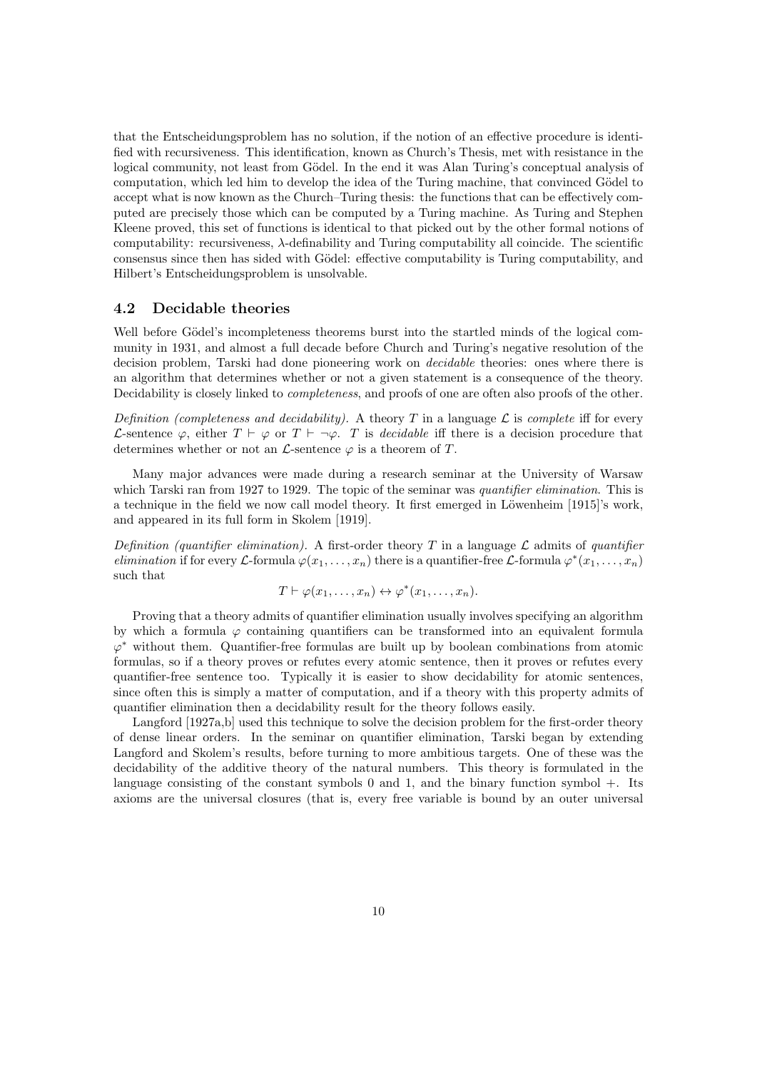that the Entscheidungsproblem has no solution, if the notion of an effective procedure is identified with recursiveness. This identification, known as Church's Thesis, met with resistance in the logical community, not least from Gödel. In the end it was Alan Turing's conceptual analysis of computation, which led him to develop the idea of the Turing machine, that convinced Gödel to accept what is now known as the Church–Turing thesis: the functions that can be effectively computed are precisely those which can be computed by a Turing machine. As Turing and Stephen Kleene proved, this set of functions is identical to that picked out by the other formal notions of computability: recursiveness, $\lambda$-definability and Turing computability all coincide. The scientific consensus since then has sided with Gödel: effective computability is Turing computability, and Hilbert's Entscheidungsproblem is unsolvable.

### 4.2 Decidable theories

Well before Gödel's incompleteness theorems burst into the startled minds of the logical community in 1931, and almost a full decade before Church and Turing's negative resolution of the decision problem, Tarski had done pioneering work on *decidable* theories: ones where there is an algorithm that determines whether or not a given statement is a consequence of the theory. Decidability is closely linked to *completeness*, and proofs of one are often also proofs of the other.

*Definition (completeness and decidability).* A theory $T$ in a language $\mathcal{L}$ is *complete* iff for every $\mathcal{L}$-sentence $\varphi$, either $T \vdash \varphi$ or $T \vdash \neg\varphi$. $T$ is *decidable* iff there is a decision procedure that determines whether or not an $\mathcal{L}$-sentence $\varphi$ is a theorem of $T$.

Many major advances were made during a research seminar at the University of Warsaw which Tarski ran from 1927 to 1929. The topic of the seminar was *quantifier elimination*. This is a technique in the field we now call model theory. It first emerged in Löwenheim [1915]'s work, and appeared in its full form in Skolem [1919].

*Definition (quantifier elimination).* A first-order theory $T$ in a language $\mathcal{L}$ admits of *quantifier elimination* if for every $\mathcal{L}$-formula $\varphi(x_1, \ldots, x_n)$ there is a quantifier-free $\mathcal{L}$-formula $\varphi^*(x_1, \ldots, x_n)$ such that

$$T \vdash \varphi(x_1, \ldots, x_n) \leftrightarrow \varphi^*(x_1, \ldots, x_n).$$

Proving that a theory admits of quantifier elimination usually involves specifying an algorithm by which a formula $\varphi$ containing quantifiers can be transformed into an equivalent formula $\varphi^*$ without them. Quantifier-free formulas are built up by boolean combinations from atomic formulas, so if a theory proves or refutes every atomic sentence, then it proves or refutes every quantifier-free sentence too. Typically it is easier to show decidability for atomic sentences, since often this is simply a matter of computation, and if a theory with this property admits of quantifier elimination then a decidability result for the theory follows easily.

Langford [1927a,b] used this technique to solve the decision problem for the first-order theory of dense linear orders. In the seminar on quantifier elimination, Tarski began by extending Langford and Skolem's results, before turning to more ambitious targets. One of these was the decidability of the additive theory of the natural numbers. This theory is formulated in the language consisting of the constant symbols 0 and 1, and the binary function symbol $+$. Its axioms are the universal closures (that is, every free variable is bound by an outer universal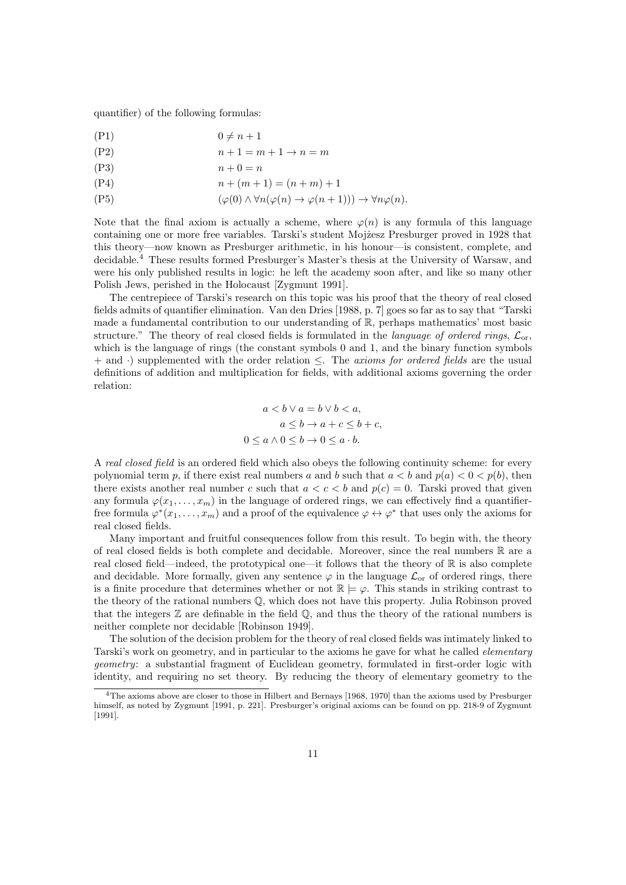quantifier) of the following formulas:

(P1) $\qquad 0 \neq n + 1$

(P2) $\qquad n + 1 = m + 1 \rightarrow n = m$

(P3) $\qquad n + 0 = n$

(P4) $\qquad n + (m + 1) = (n + m) + 1$

(P5) $\qquad (\varphi(0) \wedge \forall n(\varphi(n) \rightarrow \varphi(n + 1))) \rightarrow \forall n \varphi(n).$

Note that the final axiom is actually a scheme, where $\varphi(n)$ is any formula of this language containing one or more free variables. Tarski's student Mojżesz Presburger proved in 1928 that this theory—now known as Presburger arithmetic, in his honour—is consistent, complete, and decidable.[4] These results formed Presburger's Master's thesis at the University of Warsaw, and were his only published results in logic: he left the academy soon after, and like so many other Polish Jews, perished in the Holocaust [Zygmunt 1991].

The centrepiece of Tarski's research on this topic was his proof that the theory of real closed fields admits of quantifier elimination. Van den Dries [1988, p. 7] goes so far as to say that "Tarski made a fundamental contribution to our understanding of $\mathbb{R}$, perhaps mathematics' most basic structure." The theory of real closed fields is formulated in the *language of ordered rings*, $\mathcal{L}_{\mathrm{or}}$, which is the language of rings (the constant symbols 0 and 1, and the binary function symbols $+$ and $\cdot$) supplemented with the order relation $\leq$. The *axioms for ordered fields* are the usual definitions of addition and multiplication for fields, with additional axioms governing the order relation:

$$a < b \vee a = b \vee b < a,$$
$$a \leq b \rightarrow a + c \leq b + c,$$
$$0 \leq a \wedge 0 \leq b \rightarrow 0 \leq a \cdot b.$$

A *real closed field* is an ordered field which also obeys the following continuity scheme: for every polynomial term $p$, if there exist real numbers $a$ and $b$ such that $a < b$ and $p(a) < 0 < p(b)$, then there exists another real number $c$ such that $a < c < b$ and $p(c) = 0$. Tarski proved that given any formula $\varphi(x_1, \ldots, x_m)$ in the language of ordered rings, we can effectively find a quantifier-free formula $\varphi^*(x_1, \ldots, x_m)$ and a proof of the equivalence $\varphi \leftrightarrow \varphi^*$ that uses only the axioms for real closed fields.

Many important and fruitful consequences follow from this result. To begin with, the theory of real closed fields is both complete and decidable. Moreover, since the real numbers $\mathbb{R}$ are a real closed field—indeed, the prototypical one—it follows that the theory of $\mathbb{R}$ is also complete and decidable. More formally, given any sentence $\varphi$ in the language $\mathcal{L}_{\mathrm{or}}$ of ordered rings, there is a finite procedure that determines whether or not $\mathbb{R} \models \varphi$. This stands in striking contrast to the theory of the rational numbers $\mathbb{Q}$, which does not have this property. Julia Robinson proved that the integers $\mathbb{Z}$ are definable in the field $\mathbb{Q}$, and thus the theory of the rational numbers is neither complete nor decidable [Robinson 1949].

The solution of the decision problem for the theory of real closed fields was intimately linked to Tarski's work on geometry, and in particular to the axioms he gave for what he called *elementary geometry*: a substantial fragment of Euclidean geometry, formulated in first-order logic with identity, and requiring no set theory. By reducing the theory of elementary geometry to the

[4] The axioms above are closer to those in Hilbert and Bernays [1968, 1970] than the axioms used by Presburger himself, as noted by Zygmunt [1991, p. 221]. Presburger's original axioms can be found on pp. 218-9 of Zygmunt [1991].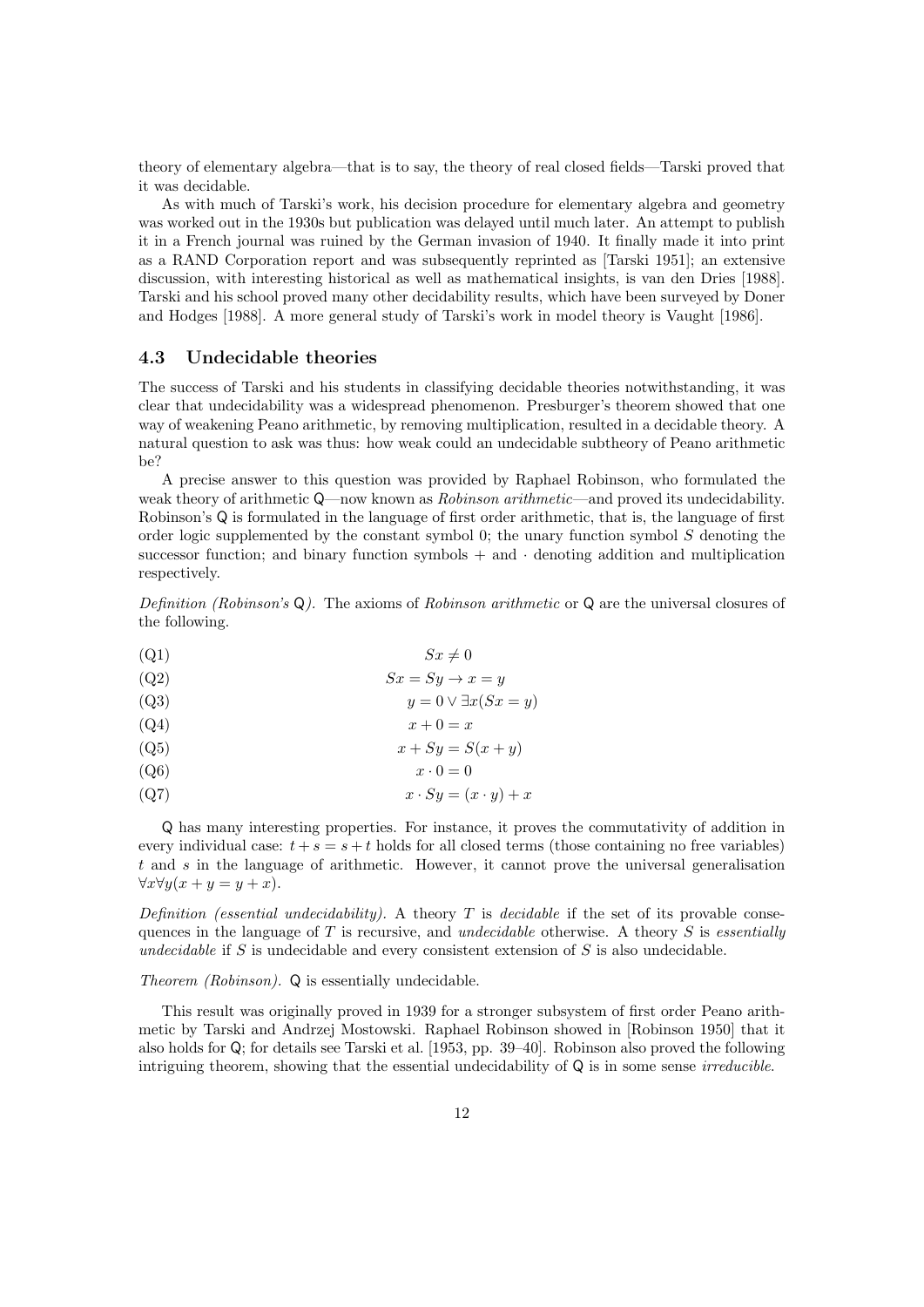theory of elementary algebra—that is to say, the theory of real closed fields—Tarski proved that it was decidable.

As with much of Tarski's work, his decision procedure for elementary algebra and geometry was worked out in the 1930s but publication was delayed until much later. An attempt to publish it in a French journal was ruined by the German invasion of 1940. It finally made it into print as a RAND Corporation report and was subsequently reprinted as [Tarski 1951]; an extensive discussion, with interesting historical as well as mathematical insights, is van den Dries [1988]. Tarski and his school proved many other decidability results, which have been surveyed by Doner and Hodges [1988]. A more general study of Tarski's work in model theory is Vaught [1986].

### 4.3 Undecidable theories

The success of Tarski and his students in classifying decidable theories notwithstanding, it was clear that undecidability was a widespread phenomenon. Presburger's theorem showed that one way of weakening Peano arithmetic, by removing multiplication, resulted in a decidable theory. A natural question to ask was thus: how weak could an undecidable subtheory of Peano arithmetic be?

A precise answer to this question was provided by Raphael Robinson, who formulated the weak theory of arithmetic $\mathsf{Q}$—now known as *Robinson arithmetic*—and proved its undecidability. Robinson's $\mathsf{Q}$ is formulated in the language of first order arithmetic, that is, the language of first order logic supplemented by the constant symbol 0; the unary function symbol $S$ denoting the successor function; and binary function symbols $+$ and $\cdot$ denoting addition and multiplication respectively.

*Definition (Robinson's* $\mathsf{Q}$*).* The axioms of *Robinson arithmetic* or $\mathsf{Q}$ are the universal closures of the following.

(Q1) $$Sx \neq 0$$

(Q2) $$Sx = Sy \rightarrow x = y$$

(Q3) $$y = 0 \vee \exists x(Sx = y)$$

(Q4) $$x + 0 = x$$

(Q5) $$x + Sy = S(x + y)$$

(Q6) $$x \cdot 0 = 0$$

(Q7) $$x \cdot Sy = (x \cdot y) + x$$

$\mathsf{Q}$ has many interesting properties. For instance, it proves the commutativity of addition in every individual case: $t + s = s + t$ holds for all closed terms (those containing no free variables) $t$ and $s$ in the language of arithmetic. However, it cannot prove the universal generalisation $\forall x \forall y(x + y = y + x)$.

*Definition (essential undecidability).* A theory $T$ is *decidable* if the set of its provable consequences in the language of $T$ is recursive, and *undecidable* otherwise. A theory $S$ is *essentially undecidable* if $S$ is undecidable and every consistent extension of $S$ is also undecidable.

*Theorem (Robinson).* $\mathsf{Q}$ is essentially undecidable.

This result was originally proved in 1939 for a stronger subsystem of first order Peano arithmetic by Tarski and Andrzej Mostowski. Raphael Robinson showed in [Robinson 1950] that it also holds for $\mathsf{Q}$; for details see Tarski et al. [1953, pp. 39–40]. Robinson also proved the following intriguing theorem, showing that the essential undecidability of $\mathsf{Q}$ is in some sense *irreducible*.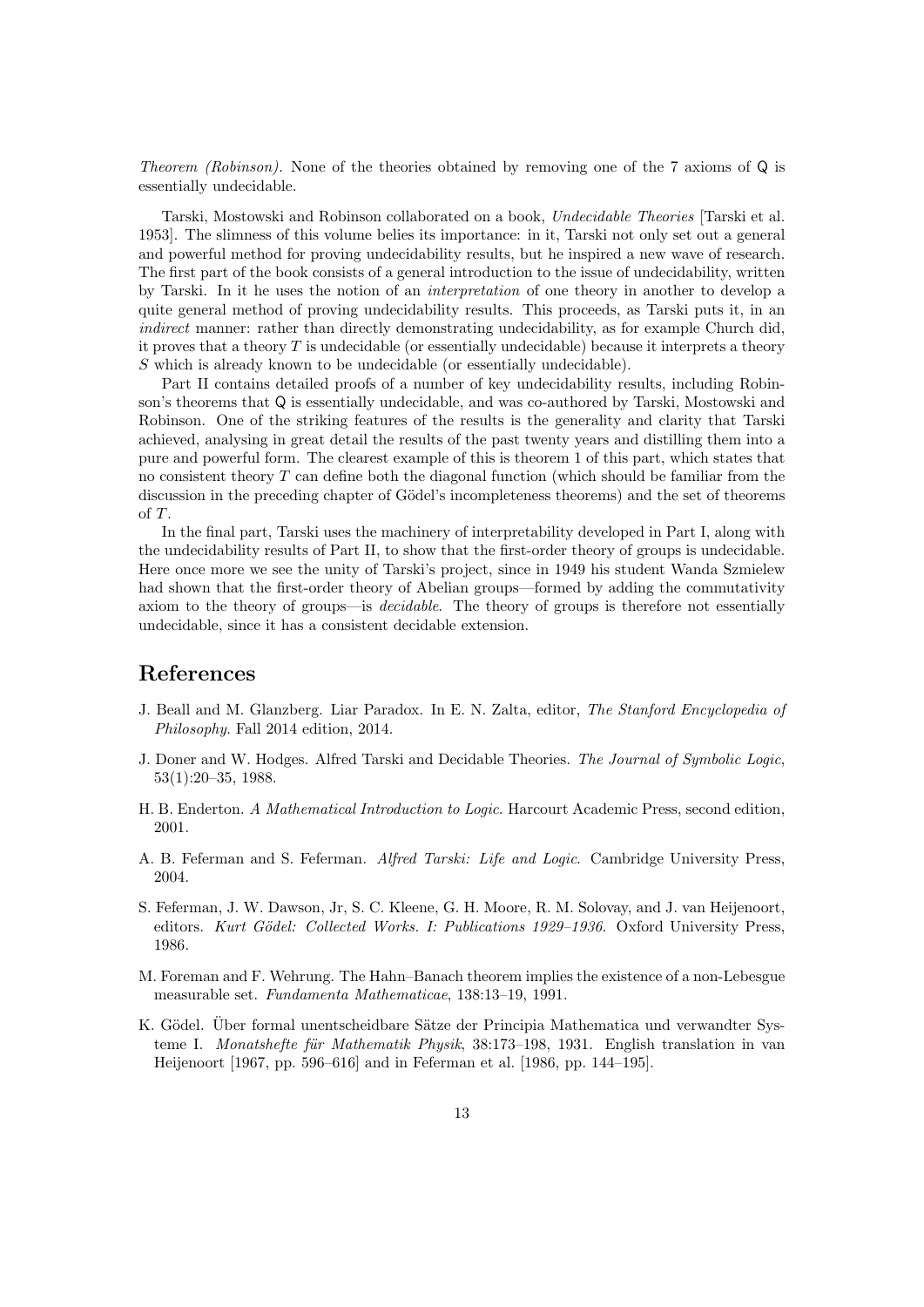*Theorem (Robinson).* None of the theories obtained by removing one of the 7 axioms of Q is essentially undecidable.

Tarski, Mostowski and Robinson collaborated on a book, *Undecidable Theories* [Tarski et al. 1953]. The slimness of this volume belies its importance: in it, Tarski not only set out a general and powerful method for proving undecidability results, but he inspired a new wave of research. The first part of the book consists of a general introduction to the issue of undecidability, written by Tarski. In it he uses the notion of an *interpretation* of one theory in another to develop a quite general method of proving undecidability results. This proceeds, as Tarski puts it, in an *indirect* manner: rather than directly demonstrating undecidability, as for example Church did, it proves that a theory $T$ is undecidable (or essentially undecidable) because it interprets a theory $S$ which is already known to be undecidable (or essentially undecidable).

Part II contains detailed proofs of a number of key undecidability results, including Robinson's theorems that Q is essentially undecidable, and was co-authored by Tarski, Mostowski and Robinson. One of the striking features of the results is the generality and clarity that Tarski achieved, analysing in great detail the results of the past twenty years and distilling them into a pure and powerful form. The clearest example of this is theorem 1 of this part, which states that no consistent theory $T$ can define both the diagonal function (which should be familiar from the discussion in the preceding chapter of Gödel's incompleteness theorems) and the set of theorems of $T$.

In the final part, Tarski uses the machinery of interpretability developed in Part I, along with the undecidability results of Part II, to show that the first-order theory of groups is undecidable. Here once more we see the unity of Tarski's project, since in 1949 his student Wanda Szmielew had shown that the first-order theory of Abelian groups—formed by adding the commutativity axiom to the theory of groups—is *decidable*. The theory of groups is therefore not essentially undecidable, since it has a consistent decidable extension.

# References

J. Beall and M. Glanzberg. Liar Paradox. In E. N. Zalta, editor, *The Stanford Encyclopedia of Philosophy*. Fall 2014 edition, 2014.

J. Doner and W. Hodges. Alfred Tarski and Decidable Theories. *The Journal of Symbolic Logic*, 53(1):20–35, 1988.

H. B. Enderton. *A Mathematical Introduction to Logic*. Harcourt Academic Press, second edition, 2001.

A. B. Feferman and S. Feferman. *Alfred Tarski: Life and Logic*. Cambridge University Press, 2004.

S. Feferman, J. W. Dawson, Jr, S. C. Kleene, G. H. Moore, R. M. Solovay, and J. van Heijenoort, editors. *Kurt Gödel: Collected Works. I: Publications 1929–1936*. Oxford University Press, 1986.

M. Foreman and F. Wehrung. The Hahn–Banach theorem implies the existence of a non-Lebesgue measurable set. *Fundamenta Mathematicae*, 138:13–19, 1991.

K. Gödel. Über formal unentscheidbare Sätze der Principia Mathematica und verwandter Systeme I. *Monatshefte für Mathematik Physik*, 38:173–198, 1931. English translation in van Heijenoort [1967, pp. 596–616] and in Feferman et al. [1986, pp. 144–195].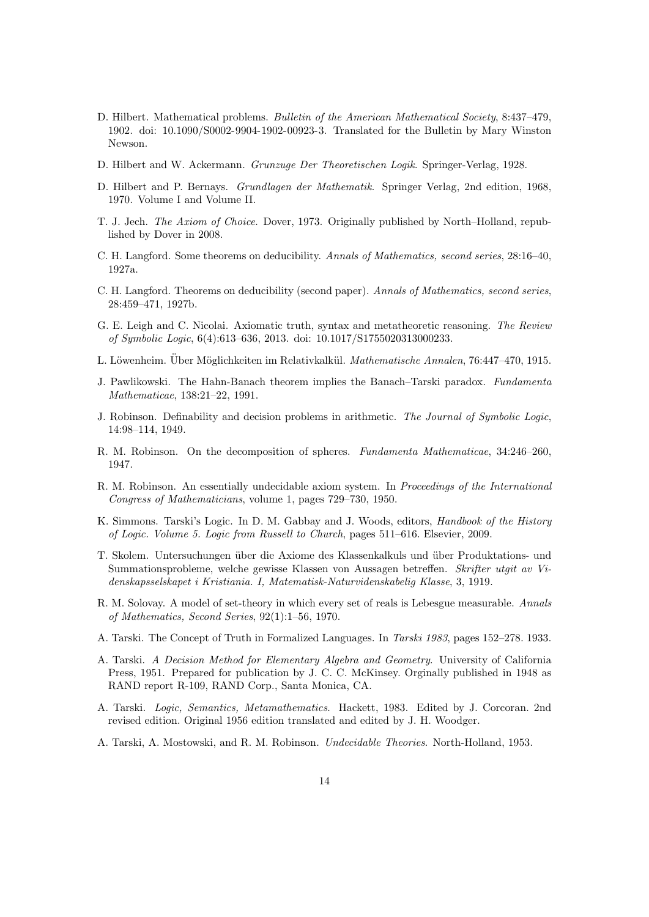D. Hilbert. Mathematical problems. *Bulletin of the American Mathematical Society*, 8:437–479, 1902. doi: 10.1090/S0002-9904-1902-00923-3. Translated for the Bulletin by Mary Winston Newson.

D. Hilbert and W. Ackermann. *Grunzuge Der Theoretischen Logik*. Springer-Verlag, 1928.

D. Hilbert and P. Bernays. *Grundlagen der Mathematik*. Springer Verlag, 2nd edition, 1968, 1970. Volume I and Volume II.

T. J. Jech. *The Axiom of Choice*. Dover, 1973. Originally published by North–Holland, republished by Dover in 2008.

C. H. Langford. Some theorems on deducibility. *Annals of Mathematics, second series*, 28:16–40, 1927a.

C. H. Langford. Theorems on deducibility (second paper). *Annals of Mathematics, second series*, 28:459–471, 1927b.

G. E. Leigh and C. Nicolai. Axiomatic truth, syntax and metatheoretic reasoning. *The Review of Symbolic Logic*, 6(4):613–636, 2013. doi: 10.1017/S1755020313000233.

L. Löwenheim. Über Möglichkeiten im Relativkalkül. *Mathematische Annalen*, 76:447–470, 1915.

J. Pawlikowski. The Hahn-Banach theorem implies the Banach–Tarski paradox. *Fundamenta Mathematicae*, 138:21–22, 1991.

J. Robinson. Definability and decision problems in arithmetic. *The Journal of Symbolic Logic*, 14:98–114, 1949.

R. M. Robinson. On the decomposition of spheres. *Fundamenta Mathematicae*, 34:246–260, 1947.

R. M. Robinson. An essentially undecidable axiom system. In *Proceedings of the International Congress of Mathematicians*, volume 1, pages 729–730, 1950.

K. Simmons. Tarski's Logic. In D. M. Gabbay and J. Woods, editors, *Handbook of the History of Logic. Volume 5. Logic from Russell to Church*, pages 511–616. Elsevier, 2009.

T. Skolem. Untersuchungen über die Axiome des Klassenkalkuls und über Produktations- und Summationsprobleme, welche gewisse Klassen von Aussagen betreffen. *Skrifter utgit av Videnskapsselskapet i Kristiania. I, Matematisk-Naturvidenskabelig Klasse*, 3, 1919.

R. M. Solovay. A model of set-theory in which every set of reals is Lebesgue measurable. *Annals of Mathematics, Second Series*, 92(1):1–56, 1970.

A. Tarski. The Concept of Truth in Formalized Languages. In *Tarski 1983*, pages 152–278. 1933.

A. Tarski. *A Decision Method for Elementary Algebra and Geometry*. University of California Press, 1951. Prepared for publication by J. C. C. McKinsey. Orginally published in 1948 as RAND report R-109, RAND Corp., Santa Monica, CA.

A. Tarski. *Logic, Semantics, Metamathematics*. Hackett, 1983. Edited by J. Corcoran. 2nd revised edition. Original 1956 edition translated and edited by J. H. Woodger.

A. Tarski, A. Mostowski, and R. M. Robinson. *Undecidable Theories*. North-Holland, 1953.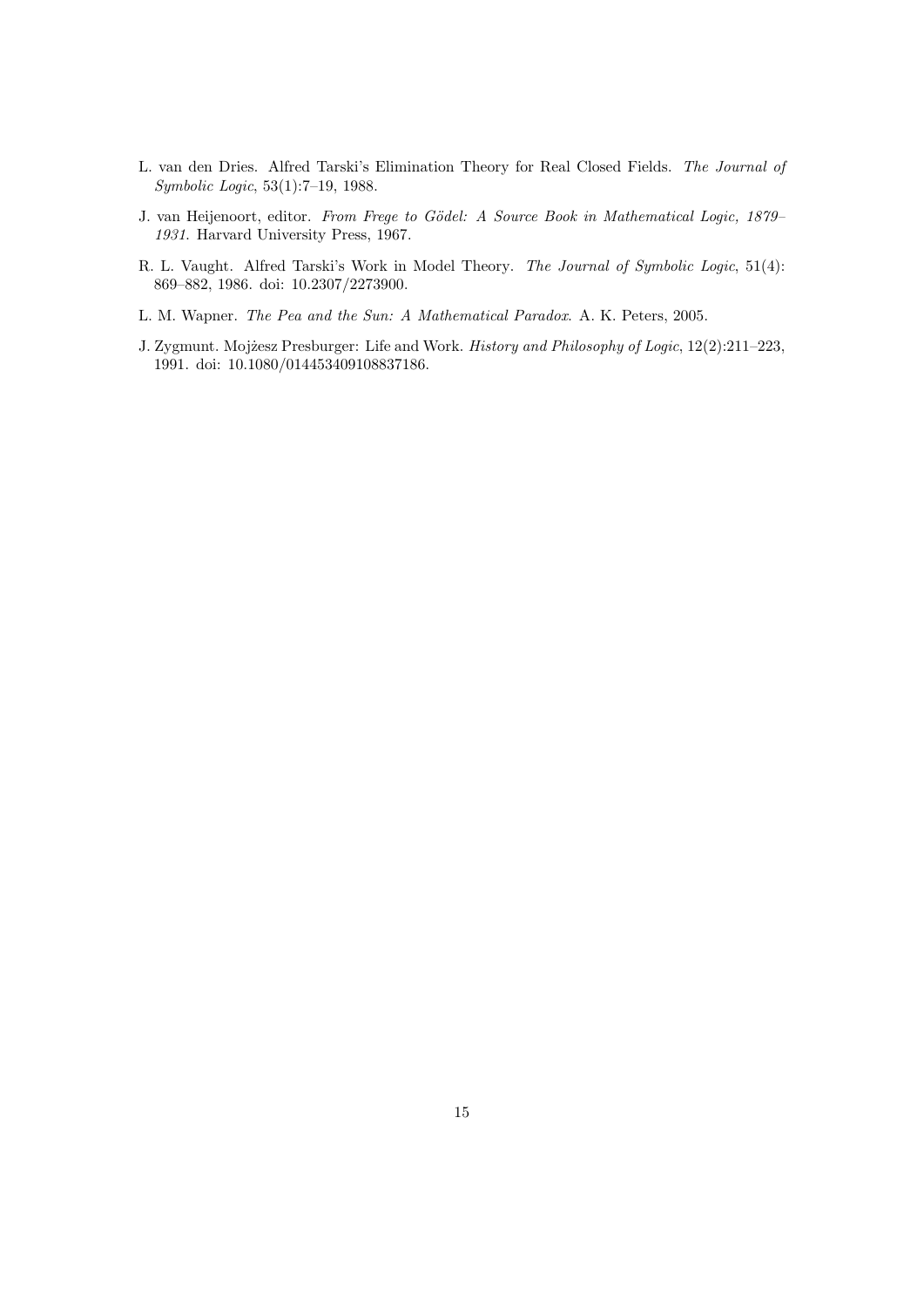L. van den Dries. Alfred Tarski's Elimination Theory for Real Closed Fields. *The Journal of Symbolic Logic*, 53(1):7–19, 1988.

J. van Heijenoort, editor. *From Frege to Gödel: A Source Book in Mathematical Logic, 1879–1931*. Harvard University Press, 1967.

R. L. Vaught. Alfred Tarski's Work in Model Theory. *The Journal of Symbolic Logic*, 51(4): 869–882, 1986. doi: 10.2307/2273900.

L. M. Wapner. *The Pea and the Sun: A Mathematical Paradox*. A. K. Peters, 2005.

J. Zygmunt. Mojżesz Presburger: Life and Work. *History and Philosophy of Logic*, 12(2):211–223, 1991. doi: 10.1080/014453409108837186.